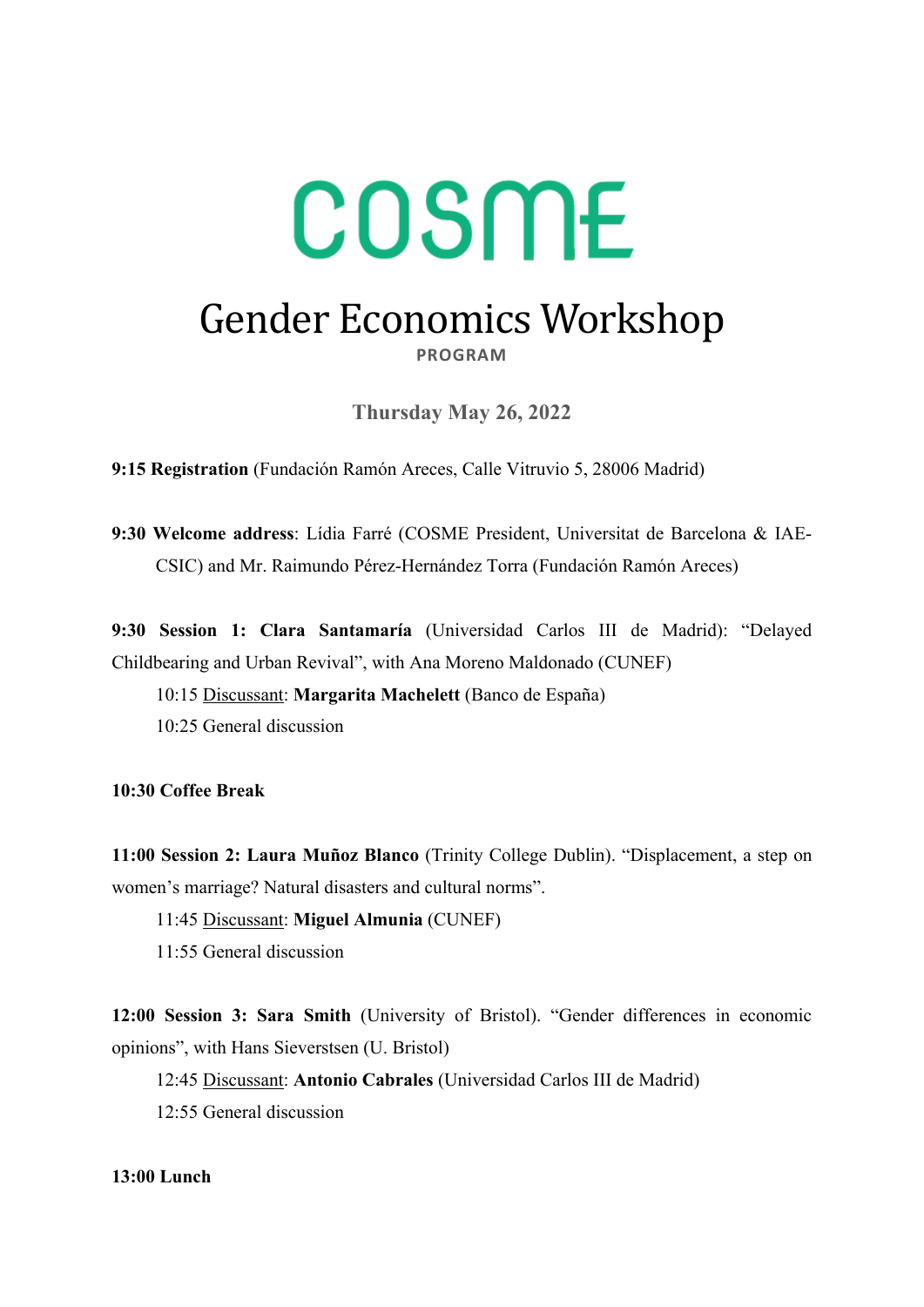# COSME

# Gender Economics Workshop

**PROGRAM**

## Thursday May 26, 2022

**9:15 Registration** (Fundación Ramón Areces, Calle Vitruvio 5, 28006 Madrid)

**9:30 Welcome address**: Lídia Farré (COSME President, Universitat de Barcelona & IAE-CSIC) and Mr. Raimundo Pérez-Hernández Torra (Fundación Ramón Areces)

**9:30 Session 1: Clara Santamaría** (Universidad Carlos III de Madrid): "Delayed Childbearing and Urban Revival", with Ana Moreno Maldonado (CUNEF)

10:15 Discussant: **Margarita Machelett** (Banco de España)

10:25 General discussion

**10:30 Coffee Break**

**11:00 Session 2: Laura Muñoz Blanco** (Trinity College Dublin). "Displacement, a step on women's marriage? Natural disasters and cultural norms".

11:45 Discussant: **Miguel Almunia** (CUNEF)

11:55 General discussion

**12:00 Session 3: Sara Smith** (University of Bristol). "Gender differences in economic opinions", with Hans Sieverstsen (U. Bristol)

12:45 Discussant: **Antonio Cabrales** (Universidad Carlos III de Madrid)

12:55 General discussion

**13:00 Lunch**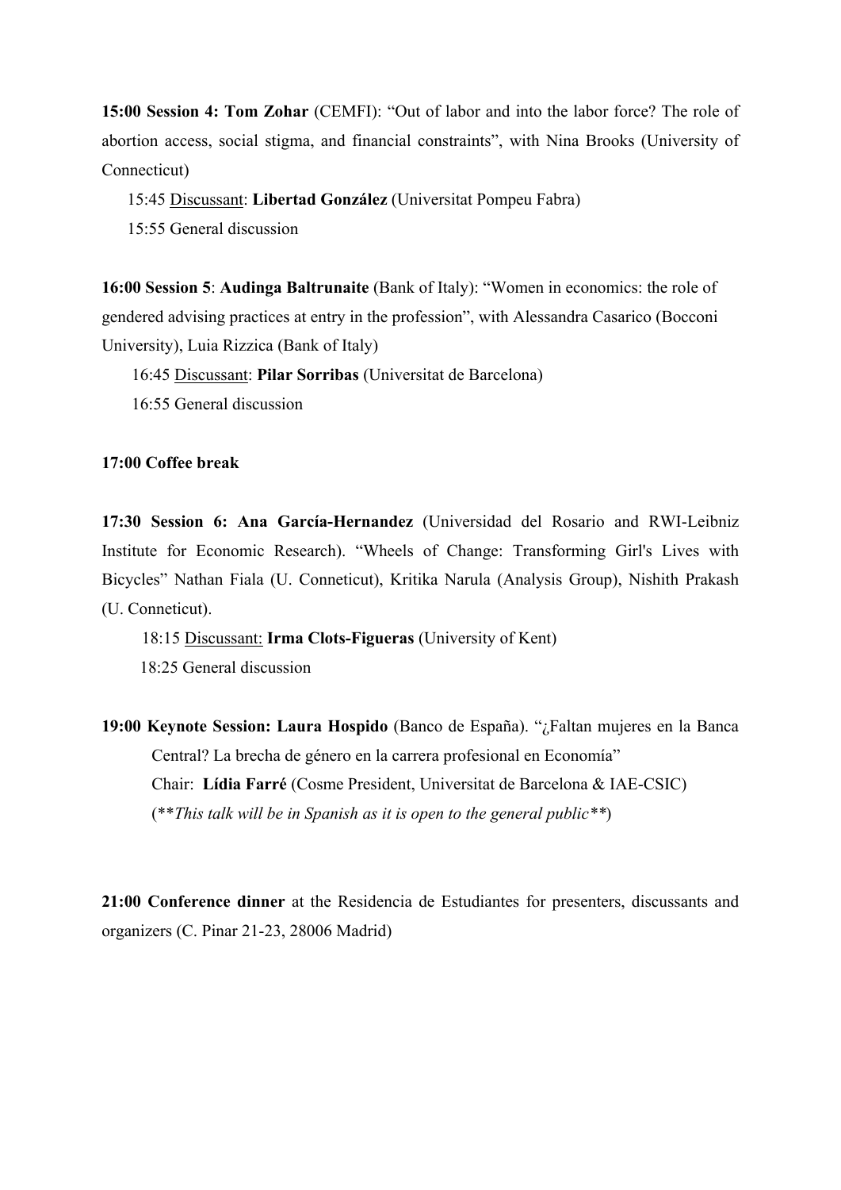**15:00 Session 4: Tom Zohar** (CEMFI): "Out of labor and into the labor force? The role of abortion access, social stigma, and financial constraints", with Nina Brooks (University of Connecticut)

15:45 <u>Discussant</u>: **Libertad González** (Universitat Pompeu Fabra)

15:55 General discussion

**16:00 Session 5**: **Audinga Baltrunaite** (Bank of Italy): "Women in economics: the role of gendered advising practices at entry in the profession", with Alessandra Casarico (Bocconi University), Luia Rizzica (Bank of Italy)

16:45 <u>Discussant</u>: **Pilar Sorribas** (Universitat de Barcelona)

16:55 General discussion

**17:00 Coffee break**

**17:30 Session 6: Ana García-Hernandez** (Universidad del Rosario and RWI-Leibniz Institute for Economic Research). "Wheels of Change: Transforming Girl's Lives with Bicycles" Nathan Fiala (U. Conneticut), Kritika Narula (Analysis Group), Nishith Prakash (U. Conneticut).

18:15 <u>Discussant:</u> **Irma Clots-Figueras** (University of Kent)

18:25 General discussion

**19:00 Keynote Session: Laura Hospido** (Banco de España). "¿Faltan mujeres en la Banca Central? La brecha de género en la carrera profesional en Economía"

Chair: **Lídia Farré** (Cosme President, Universitat de Barcelona & IAE-CSIC)

(*\*\*This talk will be in Spanish as it is open to the general public\*\**)

**21:00 Conference dinner** at the Residencia de Estudiantes for presenters, discussants and organizers (C. Pinar 21-23, 28006 Madrid)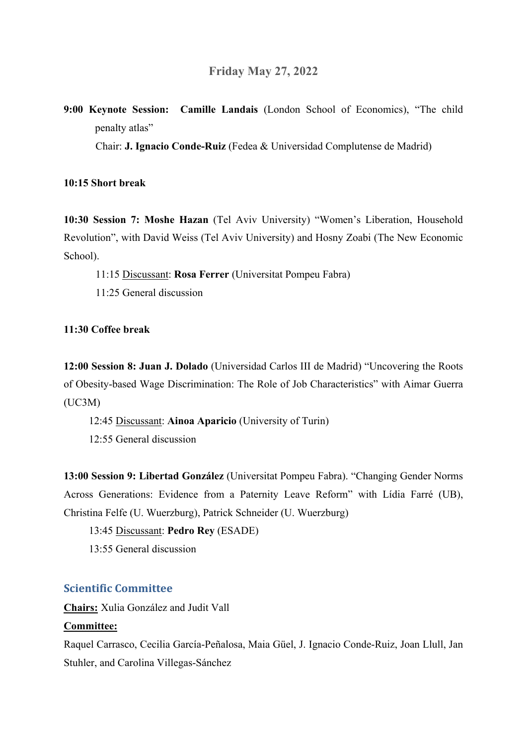## Friday May 27, 2022

**9:00 Keynote Session: Camille Landais** (London School of Economics), "The child penalty atlas"

Chair: **J. Ignacio Conde-Ruiz** (Fedea & Universidad Complutense de Madrid)

**10:15 Short break**

**10:30 Session 7: Moshe Hazan** (Tel Aviv University) "Women's Liberation, Household Revolution", with David Weiss (Tel Aviv University) and Hosny Zoabi (The New Economic School).

11:15 Discussant: **Rosa Ferrer** (Universitat Pompeu Fabra)

11:25 General discussion

**11:30 Coffee break**

**12:00 Session 8: Juan J. Dolado** (Universidad Carlos III de Madrid) "Uncovering the Roots of Obesity-based Wage Discrimination: The Role of Job Characteristics" with Aimar Guerra (UC3M)

12:45 Discussant: **Ainoa Aparicio** (University of Turin)

12:55 General discussion

**13:00 Session 9: Libertad González** (Universitat Pompeu Fabra). "Changing Gender Norms Across Generations: Evidence from a Paternity Leave Reform" with Lídia Farré (UB), Christina Felfe (U. Wuerzburg), Patrick Schneider (U. Wuerzburg)

13:45 Discussant: **Pedro Rey** (ESADE)

13:55 General discussion

### Scientific Committee

**Chairs:** Xulia González and Judit Vall

**Committee:**

Raquel Carrasco, Cecilia García-Peñalosa, Maia Güel, J. Ignacio Conde-Ruiz, Joan Llull, Jan Stuhler, and Carolina Villegas-Sánchez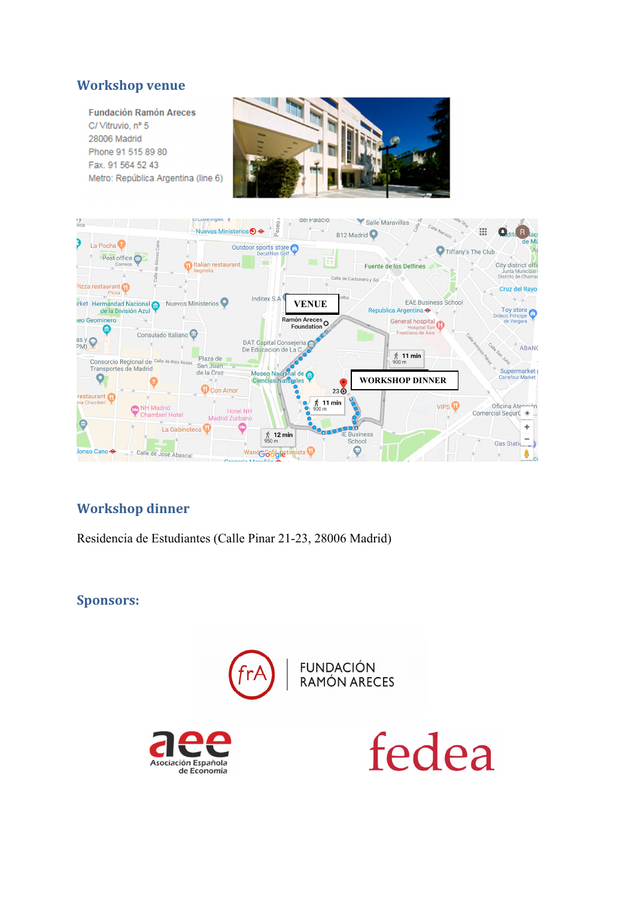## Workshop venue

**Fundación Ramón Areces**
C/ Vitruvio, nº 5
28006 Madrid
Phone 91 515 89 80
Fax. 91 564 52 43
Metro: República Argentina (line 6)

VENUE

WORKSHOP DINNER

## Workshop dinner

Residencia de Estudiantes (Calle Pinar 21-23, 28006 Madrid)

## Sponsors:

FUNDACIÓN RAMÓN ARECES

aee Asociación Española de Economía

fedea